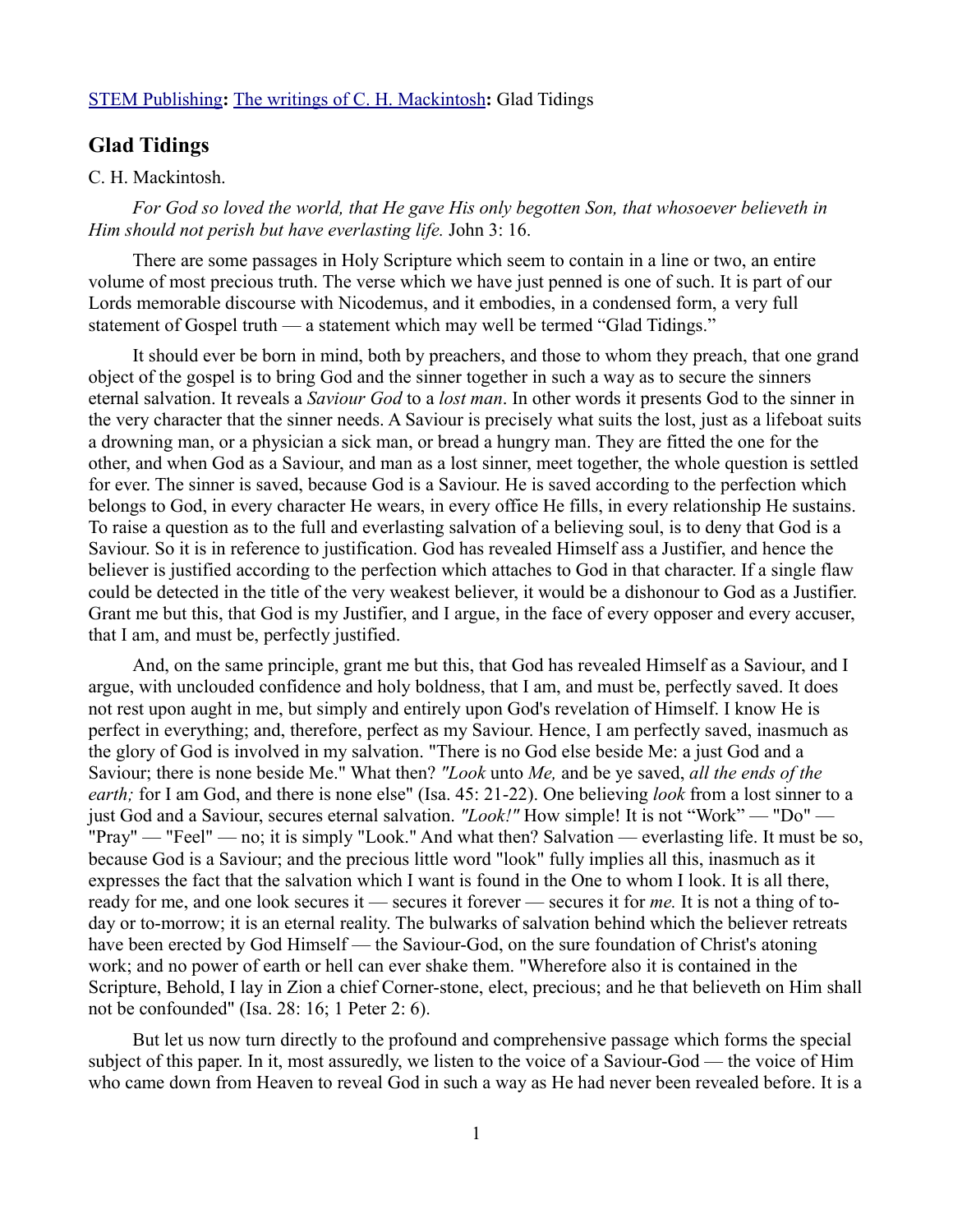STEM Publishing**:** The writings of C. H. Mackintosh**:** Glad Tidings

## Glad Tidings

C. H. Mackintosh.

*For God so loved the world, that He gave His only begotten Son, that whosoever believeth in Him should not perish but have everlasting life.* John 3: 16.

There are some passages in Holy Scripture which seem to contain in a line or two, an entire volume of most precious truth. The verse which we have just penned is one of such. It is part of our Lords memorable discourse with Nicodemus, and it embodies, in a condensed form, a very full statement of Gospel truth — a statement which may well be termed "Glad Tidings."

It should ever be born in mind, both by preachers, and those to whom they preach, that one grand object of the gospel is to bring God and the sinner together in such a way as to secure the sinners eternal salvation. It reveals a *Saviour God* to a *lost man*. In other words it presents God to the sinner in the very character that the sinner needs. A Saviour is precisely what suits the lost, just as a lifeboat suits a drowning man, or a physician a sick man, or bread a hungry man. They are fitted the one for the other, and when God as a Saviour, and man as a lost sinner, meet together, the whole question is settled for ever. The sinner is saved, because God is a Saviour. He is saved according to the perfection which belongs to God, in every character He wears, in every office He fills, in every relationship He sustains. To raise a question as to the full and everlasting salvation of a believing soul, is to deny that God is a Saviour. So it is in reference to justification. God has revealed Himself ass a Justifier, and hence the believer is justified according to the perfection which attaches to God in that character. If a single flaw could be detected in the title of the very weakest believer, it would be a dishonour to God as a Justifier. Grant me but this, that God is my Justifier, and I argue, in the face of every opposer and every accuser, that I am, and must be, perfectly justified.

And, on the same principle, grant me but this, that God has revealed Himself as a Saviour, and I argue, with unclouded confidence and holy boldness, that I am, and must be, perfectly saved. It does not rest upon aught in me, but simply and entirely upon God's revelation of Himself. I know He is perfect in everything; and, therefore, perfect as my Saviour. Hence, I am perfectly saved, inasmuch as the glory of God is involved in my salvation. "There is no God else beside Me: a just God and a Saviour; there is none beside Me." What then? *"Look* unto *Me,* and be ye saved, *all the ends of the earth;* for I am God, and there is none else" (Isa. 45: 21-22). One believing *look* from a lost sinner to a just God and a Saviour, secures eternal salvation. *"Look!"* How simple! It is not "Work" — "Do" — "Pray" — "Feel" — no; it is simply "Look." And what then? Salvation — everlasting life. It must be so, because God is a Saviour; and the precious little word "look" fully implies all this, inasmuch as it expresses the fact that the salvation which I want is found in the One to whom I look. It is all there, ready for me, and one look secures it — secures it forever — secures it for *me.* It is not a thing of to-day or to-morrow; it is an eternal reality. The bulwarks of salvation behind which the believer retreats have been erected by God Himself — the Saviour-God, on the sure foundation of Christ's atoning work; and no power of earth or hell can ever shake them. "Wherefore also it is contained in the Scripture, Behold, I lay in Zion a chief Corner-stone, elect, precious; and he that believeth on Him shall not be confounded" (Isa. 28: 16; 1 Peter 2: 6).

But let us now turn directly to the profound and comprehensive passage which forms the special subject of this paper. In it, most assuredly, we listen to the voice of a Saviour-God — the voice of Him who came down from Heaven to reveal God in such a way as He had never been revealed before. It is a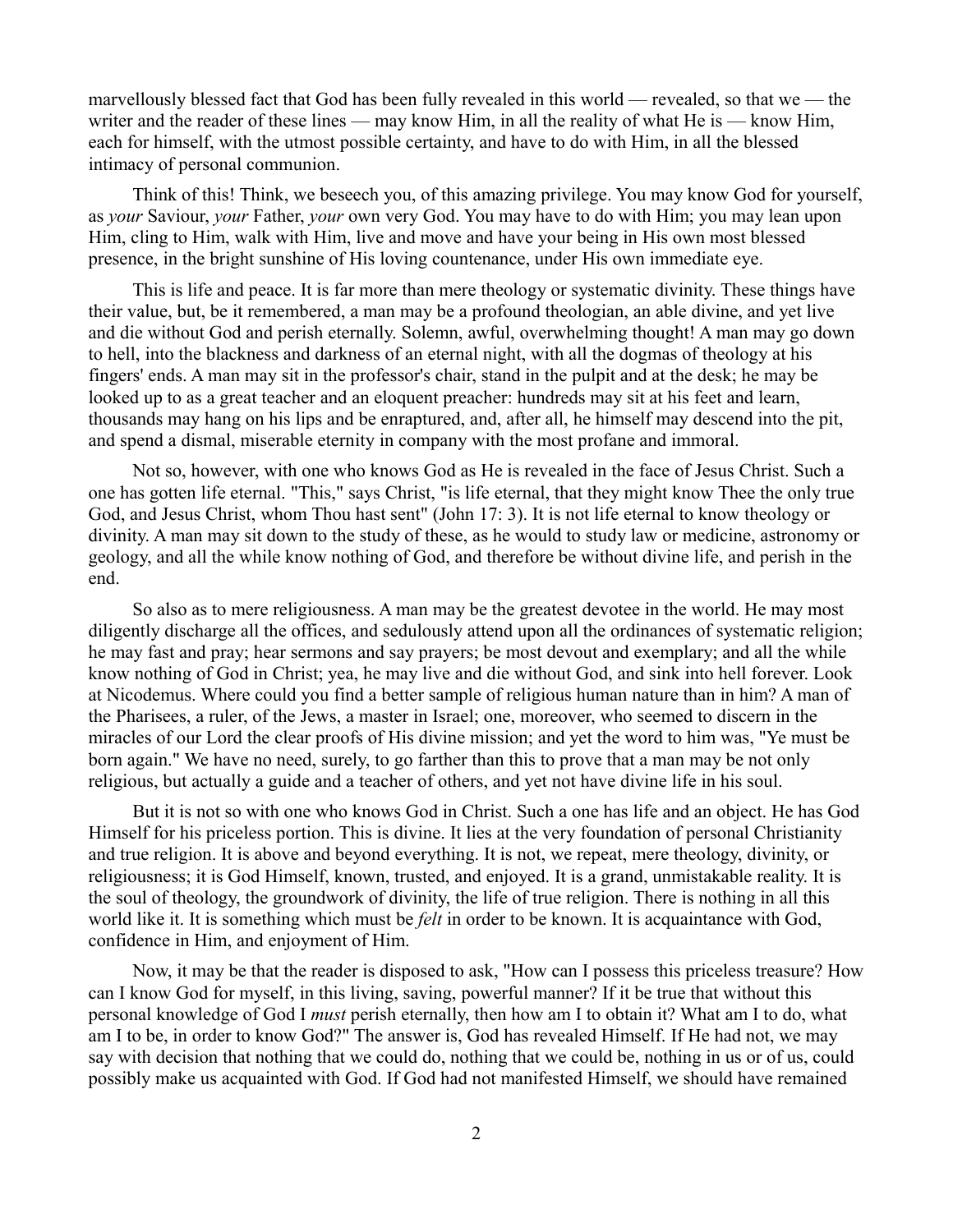marvellously blessed fact that God has been fully revealed in this world — revealed, so that we — the writer and the reader of these lines — may know Him, in all the reality of what He is — know Him, each for himself, with the utmost possible certainty, and have to do with Him, in all the blessed intimacy of personal communion.

Think of this! Think, we beseech you, of this amazing privilege. You may know God for yourself, as *your* Saviour, *your* Father, *your* own very God. You may have to do with Him; you may lean upon Him, cling to Him, walk with Him, live and move and have your being in His own most blessed presence, in the bright sunshine of His loving countenance, under His own immediate eye.

This is life and peace. It is far more than mere theology or systematic divinity. These things have their value, but, be it remembered, a man may be a profound theologian, an able divine, and yet live and die without God and perish eternally. Solemn, awful, overwhelming thought! A man may go down to hell, into the blackness and darkness of an eternal night, with all the dogmas of theology at his fingers' ends. A man may sit in the professor's chair, stand in the pulpit and at the desk; he may be looked up to as a great teacher and an eloquent preacher: hundreds may sit at his feet and learn, thousands may hang on his lips and be enraptured, and, after all, he himself may descend into the pit, and spend a dismal, miserable eternity in company with the most profane and immoral.

Not so, however, with one who knows God as He is revealed in the face of Jesus Christ. Such a one has gotten life eternal. "This," says Christ, "is life eternal, that they might know Thee the only true God, and Jesus Christ, whom Thou hast sent" (John 17: 3). It is not life eternal to know theology or divinity. A man may sit down to the study of these, as he would to study law or medicine, astronomy or geology, and all the while know nothing of God, and therefore be without divine life, and perish in the end.

So also as to mere religiousness. A man may be the greatest devotee in the world. He may most diligently discharge all the offices, and sedulously attend upon all the ordinances of systematic religion; he may fast and pray; hear sermons and say prayers; be most devout and exemplary; and all the while know nothing of God in Christ; yea, he may live and die without God, and sink into hell forever. Look at Nicodemus. Where could you find a better sample of religious human nature than in him? A man of the Pharisees, a ruler, of the Jews, a master in Israel; one, moreover, who seemed to discern in the miracles of our Lord the clear proofs of His divine mission; and yet the word to him was, "Ye must be born again." We have no need, surely, to go farther than this to prove that a man may be not only religious, but actually a guide and a teacher of others, and yet not have divine life in his soul.

But it is not so with one who knows God in Christ. Such a one has life and an object. He has God Himself for his priceless portion. This is divine. It lies at the very foundation of personal Christianity and true religion. It is above and beyond everything. It is not, we repeat, mere theology, divinity, or religiousness; it is God Himself, known, trusted, and enjoyed. It is a grand, unmistakable reality. It is the soul of theology, the groundwork of divinity, the life of true religion. There is nothing in all this world like it. It is something which must be *felt* in order to be known. It is acquaintance with God, confidence in Him, and enjoyment of Him.

Now, it may be that the reader is disposed to ask, "How can I possess this priceless treasure? How can I know God for myself, in this living, saving, powerful manner? If it be true that without this personal knowledge of God I *must* perish eternally, then how am I to obtain it? What am I to do, what am I to be, in order to know God?" The answer is, God has revealed Himself. If He had not, we may say with decision that nothing that we could do, nothing that we could be, nothing in us or of us, could possibly make us acquainted with God. If God had not manifested Himself, we should have remained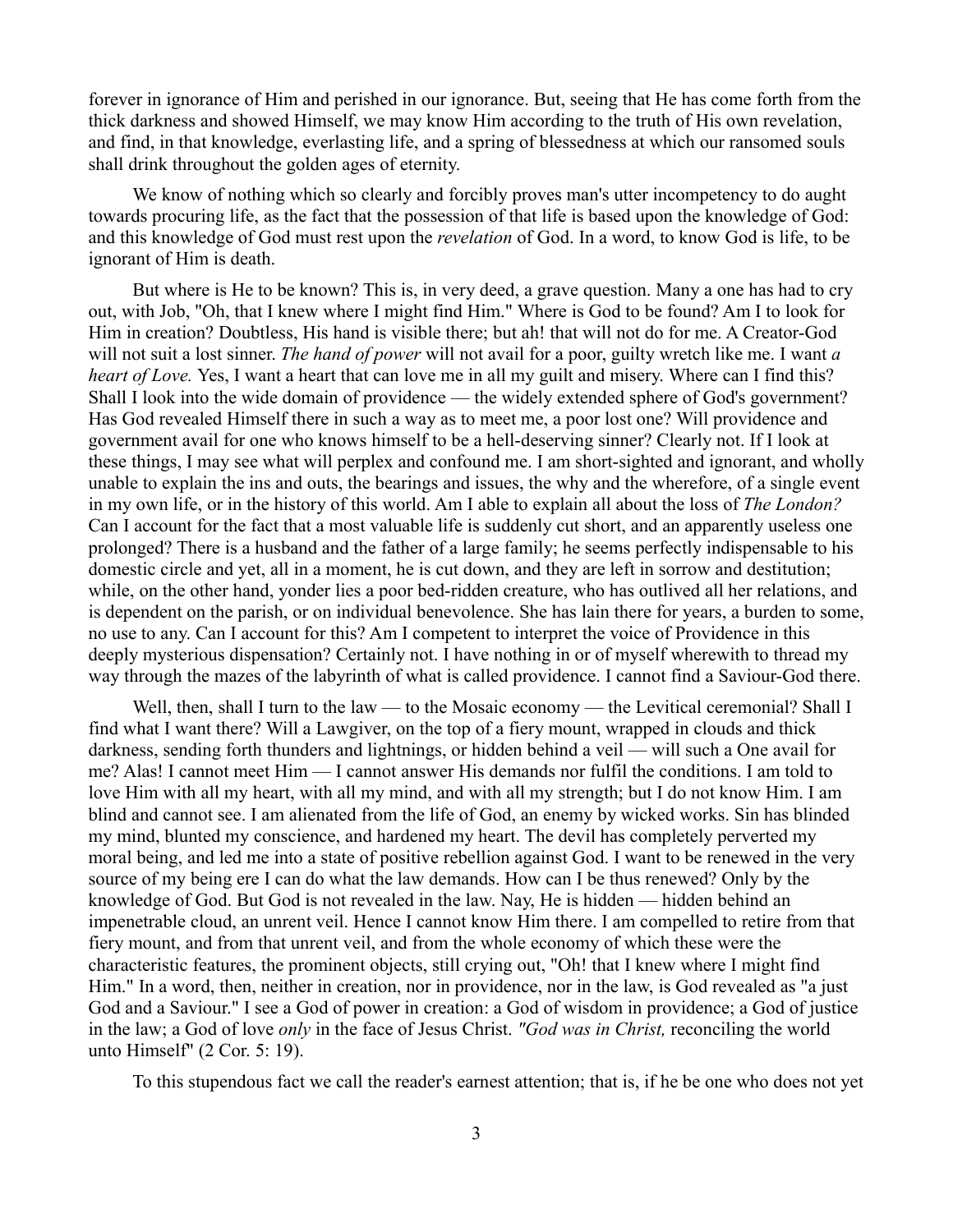forever in ignorance of Him and perished in our ignorance. But, seeing that He has come forth from the thick darkness and showed Himself, we may know Him according to the truth of His own revelation, and find, in that knowledge, everlasting life, and a spring of blessedness at which our ransomed souls shall drink throughout the golden ages of eternity.

We know of nothing which so clearly and forcibly proves man's utter incompetency to do aught towards procuring life, as the fact that the possession of that life is based upon the knowledge of God: and this knowledge of God must rest upon the *revelation* of God. In a word, to know God is life, to be ignorant of Him is death.

But where is He to be known? This is, in very deed, a grave question. Many a one has had to cry out, with Job, "Oh, that I knew where I might find Him." Where is God to be found? Am I to look for Him in creation? Doubtless, His hand is visible there; but ah! that will not do for me. A Creator-God will not suit a lost sinner. *The hand of power* will not avail for a poor, guilty wretch like me. I want *a heart of Love.* Yes, I want a heart that can love me in all my guilt and misery. Where can I find this? Shall I look into the wide domain of providence — the widely extended sphere of God's government? Has God revealed Himself there in such a way as to meet me, a poor lost one? Will providence and government avail for one who knows himself to be a hell-deserving sinner? Clearly not. If I look at these things, I may see what will perplex and confound me. I am short-sighted and ignorant, and wholly unable to explain the ins and outs, the bearings and issues, the why and the wherefore, of a single event in my own life, or in the history of this world. Am I able to explain all about the loss of *The London?* Can I account for the fact that a most valuable life is suddenly cut short, and an apparently useless one prolonged? There is a husband and the father of a large family; he seems perfectly indispensable to his domestic circle and yet, all in a moment, he is cut down, and they are left in sorrow and destitution; while, on the other hand, yonder lies a poor bed-ridden creature, who has outlived all her relations, and is dependent on the parish, or on individual benevolence. She has lain there for years, a burden to some, no use to any. Can I account for this? Am I competent to interpret the voice of Providence in this deeply mysterious dispensation? Certainly not. I have nothing in or of myself wherewith to thread my way through the mazes of the labyrinth of what is called providence. I cannot find a Saviour-God there.

Well, then, shall I turn to the law — to the Mosaic economy — the Levitical ceremonial? Shall I find what I want there? Will a Lawgiver, on the top of a fiery mount, wrapped in clouds and thick darkness, sending forth thunders and lightnings, or hidden behind a veil — will such a One avail for me? Alas! I cannot meet Him — I cannot answer His demands nor fulfil the conditions. I am told to love Him with all my heart, with all my mind, and with all my strength; but I do not know Him. I am blind and cannot see. I am alienated from the life of God, an enemy by wicked works. Sin has blinded my mind, blunted my conscience, and hardened my heart. The devil has completely perverted my moral being, and led me into a state of positive rebellion against God. I want to be renewed in the very source of my being ere I can do what the law demands. How can I be thus renewed? Only by the knowledge of God. But God is not revealed in the law. Nay, He is hidden — hidden behind an impenetrable cloud, an unrent veil. Hence I cannot know Him there. I am compelled to retire from that fiery mount, and from that unrent veil, and from the whole economy of which these were the characteristic features, the prominent objects, still crying out, "Oh! that I knew where I might find Him." In a word, then, neither in creation, nor in providence, nor in the law, is God revealed as "a just God and a Saviour." I see a God of power in creation: a God of wisdom in providence; a God of justice in the law; a God of love *only* in the face of Jesus Christ. *"God was in Christ,* reconciling the world unto Himself" (2 Cor. 5: 19).

To this stupendous fact we call the reader's earnest attention; that is, if he be one who does not yet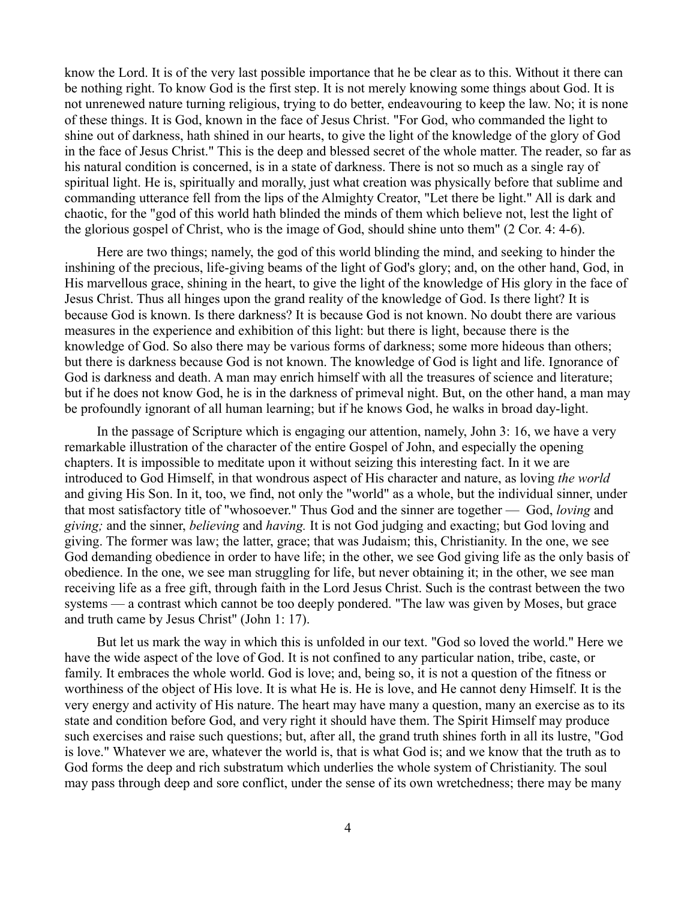know the Lord. It is of the very last possible importance that he be clear as to this. Without it there can be nothing right. To know God is the first step. It is not merely knowing some things about God. It is not unrenewed nature turning religious, trying to do better, endeavouring to keep the law. No; it is none of these things. It is God, known in the face of Jesus Christ. "For God, who commanded the light to shine out of darkness, hath shined in our hearts, to give the light of the knowledge of the glory of God in the face of Jesus Christ." This is the deep and blessed secret of the whole matter. The reader, so far as his natural condition is concerned, is in a state of darkness. There is not so much as a single ray of spiritual light. He is, spiritually and morally, just what creation was physically before that sublime and commanding utterance fell from the lips of the Almighty Creator, "Let there be light." All is dark and chaotic, for the "god of this world hath blinded the minds of them which believe not, lest the light of the glorious gospel of Christ, who is the image of God, should shine unto them" (2 Cor. 4: 4-6).

Here are two things; namely, the god of this world blinding the mind, and seeking to hinder the inshining of the precious, life-giving beams of the light of God's glory; and, on the other hand, God, in His marvellous grace, shining in the heart, to give the light of the knowledge of His glory in the face of Jesus Christ. Thus all hinges upon the grand reality of the knowledge of God. Is there light? It is because God is known. Is there darkness? It is because God is not known. No doubt there are various measures in the experience and exhibition of this light: but there is light, because there is the knowledge of God. So also there may be various forms of darkness; some more hideous than others; but there is darkness because God is not known. The knowledge of God is light and life. Ignorance of God is darkness and death. A man may enrich himself with all the treasures of science and literature; but if he does not know God, he is in the darkness of primeval night. But, on the other hand, a man may be profoundly ignorant of all human learning; but if he knows God, he walks in broad day-light.

In the passage of Scripture which is engaging our attention, namely, John 3: 16, we have a very remarkable illustration of the character of the entire Gospel of John, and especially the opening chapters. It is impossible to meditate upon it without seizing this interesting fact. In it we are introduced to God Himself, in that wondrous aspect of His character and nature, as loving *the world* and giving His Son. In it, too, we find, not only the "world" as a whole, but the individual sinner, under that most satisfactory title of "whosoever." Thus God and the sinner are together — God, *loving* and *giving;* and the sinner, *believing* and *having.* It is not God judging and exacting; but God loving and giving. The former was law; the latter, grace; that was Judaism; this, Christianity. In the one, we see God demanding obedience in order to have life; in the other, we see God giving life as the only basis of obedience. In the one, we see man struggling for life, but never obtaining it; in the other, we see man receiving life as a free gift, through faith in the Lord Jesus Christ. Such is the contrast between the two systems — a contrast which cannot be too deeply pondered. "The law was given by Moses, but grace and truth came by Jesus Christ" (John 1: 17).

But let us mark the way in which this is unfolded in our text. "God so loved the world." Here we have the wide aspect of the love of God. It is not confined to any particular nation, tribe, caste, or family. It embraces the whole world. God is love; and, being so, it is not a question of the fitness or worthiness of the object of His love. It is what He is. He is love, and He cannot deny Himself. It is the very energy and activity of His nature. The heart may have many a question, many an exercise as to its state and condition before God, and very right it should have them. The Spirit Himself may produce such exercises and raise such questions; but, after all, the grand truth shines forth in all its lustre, "God is love." Whatever we are, whatever the world is, that is what God is; and we know that the truth as to God forms the deep and rich substratum which underlies the whole system of Christianity. The soul may pass through deep and sore conflict, under the sense of its own wretchedness; there may be many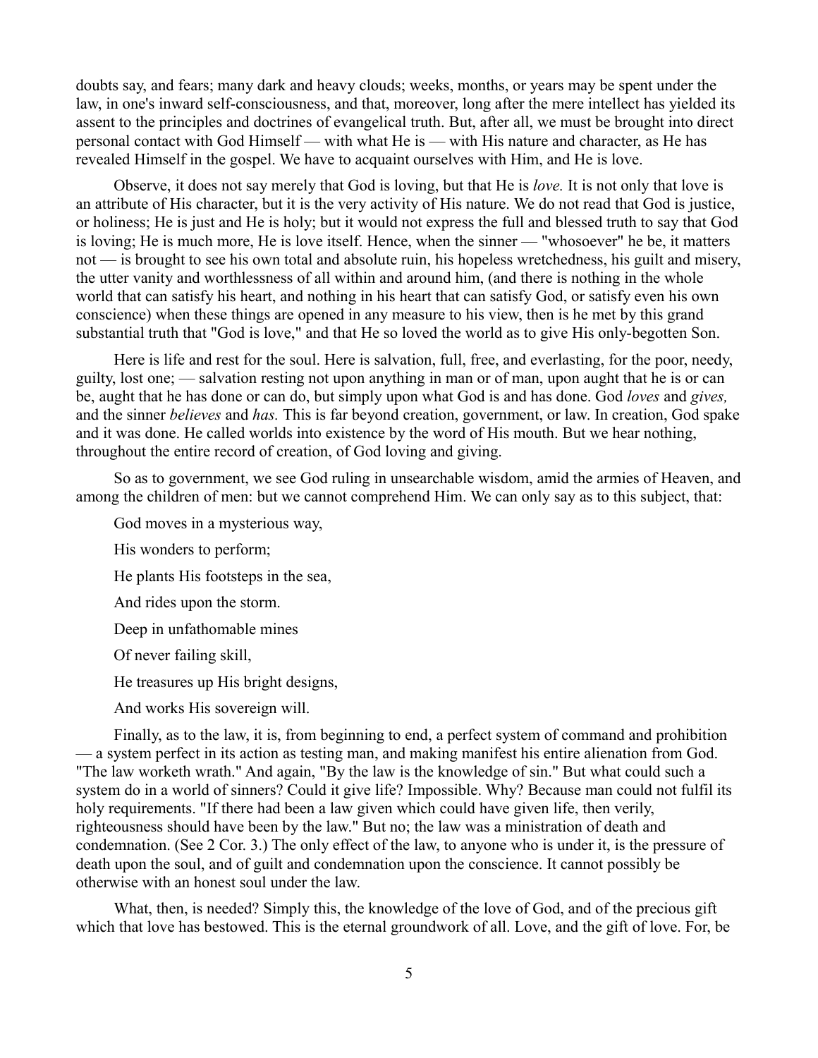doubts say, and fears; many dark and heavy clouds; weeks, months, or years may be spent under the law, in one's inward self-consciousness, and that, moreover, long after the mere intellect has yielded its assent to the principles and doctrines of evangelical truth. But, after all, we must be brought into direct personal contact with God Himself — with what He is — with His nature and character, as He has revealed Himself in the gospel. We have to acquaint ourselves with Him, and He is love.

Observe, it does not say merely that God is loving, but that He is *love.* It is not only that love is an attribute of His character, but it is the very activity of His nature. We do not read that God is justice, or holiness; He is just and He is holy; but it would not express the full and blessed truth to say that God is loving; He is much more, He is love itself. Hence, when the sinner — "whosoever" he be, it matters not — is brought to see his own total and absolute ruin, his hopeless wretchedness, his guilt and misery, the utter vanity and worthlessness of all within and around him, (and there is nothing in the whole world that can satisfy his heart, and nothing in his heart that can satisfy God, or satisfy even his own conscience) when these things are opened in any measure to his view, then is he met by this grand substantial truth that "God is love," and that He so loved the world as to give His only-begotten Son.

Here is life and rest for the soul. Here is salvation, full, free, and everlasting, for the poor, needy, guilty, lost one; — salvation resting not upon anything in man or of man, upon aught that he is or can be, aught that he has done or can do, but simply upon what God is and has done. God *loves* and *gives,* and the sinner *believes* and *has.* This is far beyond creation, government, or law. In creation, God spake and it was done. He called worlds into existence by the word of His mouth. But we hear nothing, throughout the entire record of creation, of God loving and giving.

So as to government, we see God ruling in unsearchable wisdom, amid the armies of Heaven, and among the children of men: but we cannot comprehend Him. We can only say as to this subject, that:

God moves in a mysterious way,

His wonders to perform;

He plants His footsteps in the sea,

And rides upon the storm.

Deep in unfathomable mines

Of never failing skill,

He treasures up His bright designs,

And works His sovereign will.

Finally, as to the law, it is, from beginning to end, a perfect system of command and prohibition — a system perfect in its action as testing man, and making manifest his entire alienation from God. "The law worketh wrath." And again, "By the law is the knowledge of sin." But what could such a system do in a world of sinners? Could it give life? Impossible. Why? Because man could not fulfil its holy requirements. "If there had been a law given which could have given life, then verily, righteousness should have been by the law." But no; the law was a ministration of death and condemnation. (See 2 Cor. 3.) The only effect of the law, to anyone who is under it, is the pressure of death upon the soul, and of guilt and condemnation upon the conscience. It cannot possibly be otherwise with an honest soul under the law.

What, then, is needed? Simply this, the knowledge of the love of God, and of the precious gift which that love has bestowed. This is the eternal groundwork of all. Love, and the gift of love. For, be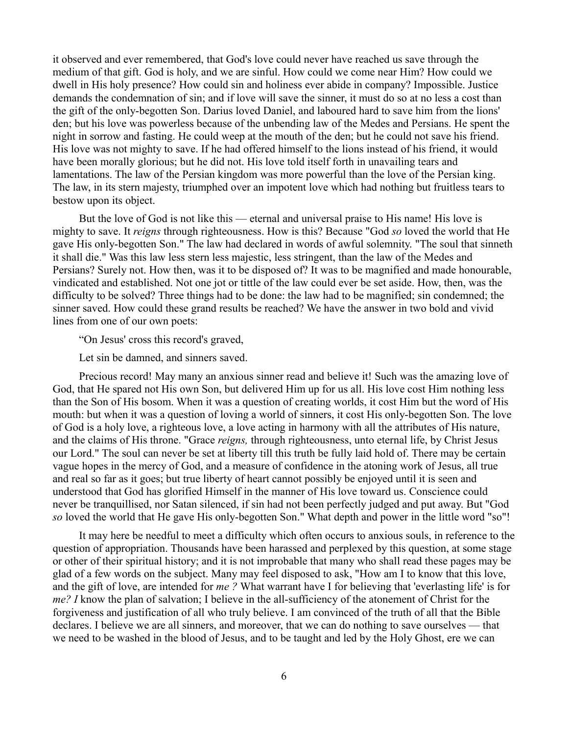it observed and ever remembered, that God's love could never have reached us save through the medium of that gift. God is holy, and we are sinful. How could we come near Him? How could we dwell in His holy presence? How could sin and holiness ever abide in company? Impossible. Justice demands the condemnation of sin; and if love will save the sinner, it must do so at no less a cost than the gift of the only-begotten Son. Darius loved Daniel, and laboured hard to save him from the lions' den; but his love was powerless because of the unbending law of the Medes and Persians. He spent the night in sorrow and fasting. He could weep at the mouth of the den; but he could not save his friend. His love was not mighty to save. If he had offered himself to the lions instead of his friend, it would have been morally glorious; but he did not. His love told itself forth in unavailing tears and lamentations. The law of the Persian kingdom was more powerful than the love of the Persian king. The law, in its stern majesty, triumphed over an impotent love which had nothing but fruitless tears to bestow upon its object.

But the love of God is not like this — eternal and universal praise to His name! His love is mighty to save. It *reigns* through righteousness. How is this? Because "God *so* loved the world that He gave His only-begotten Son." The law had declared in words of awful solemnity. "The soul that sinneth it shall die." Was this law less stern less majestic, less stringent, than the law of the Medes and Persians? Surely not. How then, was it to be disposed of? It was to be magnified and made honourable, vindicated and established. Not one jot or tittle of the law could ever be set aside. How, then, was the difficulty to be solved? Three things had to be done: the law had to be magnified; sin condemned; the sinner saved. How could these grand results be reached? We have the answer in two bold and vivid lines from one of our own poets:

"On Jesus' cross this record's graved,

Let sin be damned, and sinners saved.

Precious record! May many an anxious sinner read and believe it! Such was the amazing love of God, that He spared not His own Son, but delivered Him up for us all. His love cost Him nothing less than the Son of His bosom. When it was a question of creating worlds, it cost Him but the word of His mouth: but when it was a question of loving a world of sinners, it cost His only-begotten Son. The love of God is a holy love, a righteous love, a love acting in harmony with all the attributes of His nature, and the claims of His throne. "Grace *reigns,* through righteousness, unto eternal life, by Christ Jesus our Lord." The soul can never be set at liberty till this truth be fully laid hold of. There may be certain vague hopes in the mercy of God, and a measure of confidence in the atoning work of Jesus, all true and real so far as it goes; but true liberty of heart cannot possibly be enjoyed until it is seen and understood that God has glorified Himself in the manner of His love toward us. Conscience could never be tranquillised, nor Satan silenced, if sin had not been perfectly judged and put away. But "God *so* loved the world that He gave His only-begotten Son." What depth and power in the little word "so"!

It may here be needful to meet a difficulty which often occurs to anxious souls, in reference to the question of appropriation. Thousands have been harassed and perplexed by this question, at some stage or other of their spiritual history; and it is not improbable that many who shall read these pages may be glad of a few words on the subject. Many may feel disposed to ask, "How am I to know that this love, and the gift of love, are intended for *me ?* What warrant have I for believing that 'everlasting life' is for *me? I* know the plan of salvation; I believe in the all-sufficiency of the atonement of Christ for the forgiveness and justification of all who truly believe. I am convinced of the truth of all that the Bible declares. I believe we are all sinners, and moreover, that we can do nothing to save ourselves — that we need to be washed in the blood of Jesus, and to be taught and led by the Holy Ghost, ere we can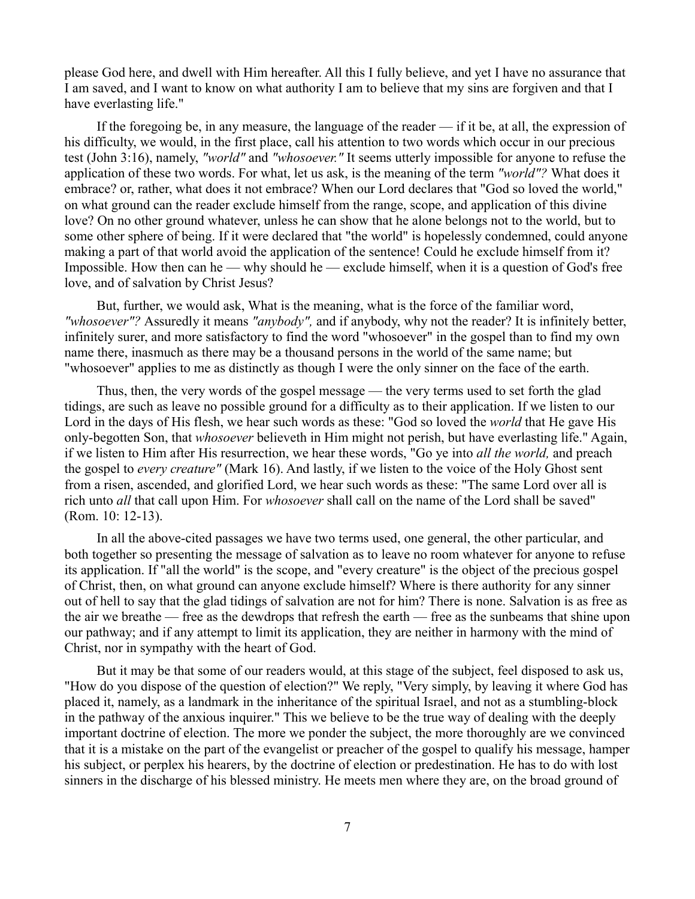please God here, and dwell with Him hereafter. All this I fully believe, and yet I have no assurance that I am saved, and I want to know on what authority I am to believe that my sins are forgiven and that I have everlasting life."

If the foregoing be, in any measure, the language of the reader — if it be, at all, the expression of his difficulty, we would, in the first place, call his attention to two words which occur in our precious test (John 3:16), namely, *"world"* and *"whosoever."* It seems utterly impossible for anyone to refuse the application of these two words. For what, let us ask, is the meaning of the term *"world"?* What does it embrace? or, rather, what does it not embrace? When our Lord declares that "God so loved the world," on what ground can the reader exclude himself from the range, scope, and application of this divine love? On no other ground whatever, unless he can show that he alone belongs not to the world, but to some other sphere of being. If it were declared that "the world" is hopelessly condemned, could anyone making a part of that world avoid the application of the sentence! Could he exclude himself from it? Impossible. How then can he — why should he — exclude himself, when it is a question of God's free love, and of salvation by Christ Jesus?

But, further, we would ask, What is the meaning, what is the force of the familiar word, *"whosoever"?* Assuredly it means *"anybody",* and if anybody, why not the reader? It is infinitely better, infinitely surer, and more satisfactory to find the word "whosoever" in the gospel than to find my own name there, inasmuch as there may be a thousand persons in the world of the same name; but "whosoever" applies to me as distinctly as though I were the only sinner on the face of the earth.

Thus, then, the very words of the gospel message — the very terms used to set forth the glad tidings, are such as leave no possible ground for a difficulty as to their application. If we listen to our Lord in the days of His flesh, we hear such words as these: "God so loved the *world* that He gave His only-begotten Son, that *whosoever* believeth in Him might not perish, but have everlasting life." Again, if we listen to Him after His resurrection, we hear these words, "Go ye into *all the world,* and preach the gospel to *every creature"* (Mark 16). And lastly, if we listen to the voice of the Holy Ghost sent from a risen, ascended, and glorified Lord, we hear such words as these: "The same Lord over all is rich unto *all* that call upon Him. For *whosoever* shall call on the name of the Lord shall be saved" (Rom. 10: 12-13).

In all the above-cited passages we have two terms used, one general, the other particular, and both together so presenting the message of salvation as to leave no room whatever for anyone to refuse its application. If "all the world" is the scope, and "every creature" is the object of the precious gospel of Christ, then, on what ground can anyone exclude himself? Where is there authority for any sinner out of hell to say that the glad tidings of salvation are not for him? There is none. Salvation is as free as the air we breathe — free as the dewdrops that refresh the earth — free as the sunbeams that shine upon our pathway; and if any attempt to limit its application, they are neither in harmony with the mind of Christ, nor in sympathy with the heart of God.

But it may be that some of our readers would, at this stage of the subject, feel disposed to ask us, "How do you dispose of the question of election?" We reply, "Very simply, by leaving it where God has placed it, namely, as a landmark in the inheritance of the spiritual Israel, and not as a stumbling-block in the pathway of the anxious inquirer." This we believe to be the true way of dealing with the deeply important doctrine of election. The more we ponder the subject, the more thoroughly are we convinced that it is a mistake on the part of the evangelist or preacher of the gospel to qualify his message, hamper his subject, or perplex his hearers, by the doctrine of election or predestination. He has to do with lost sinners in the discharge of his blessed ministry. He meets men where they are, on the broad ground of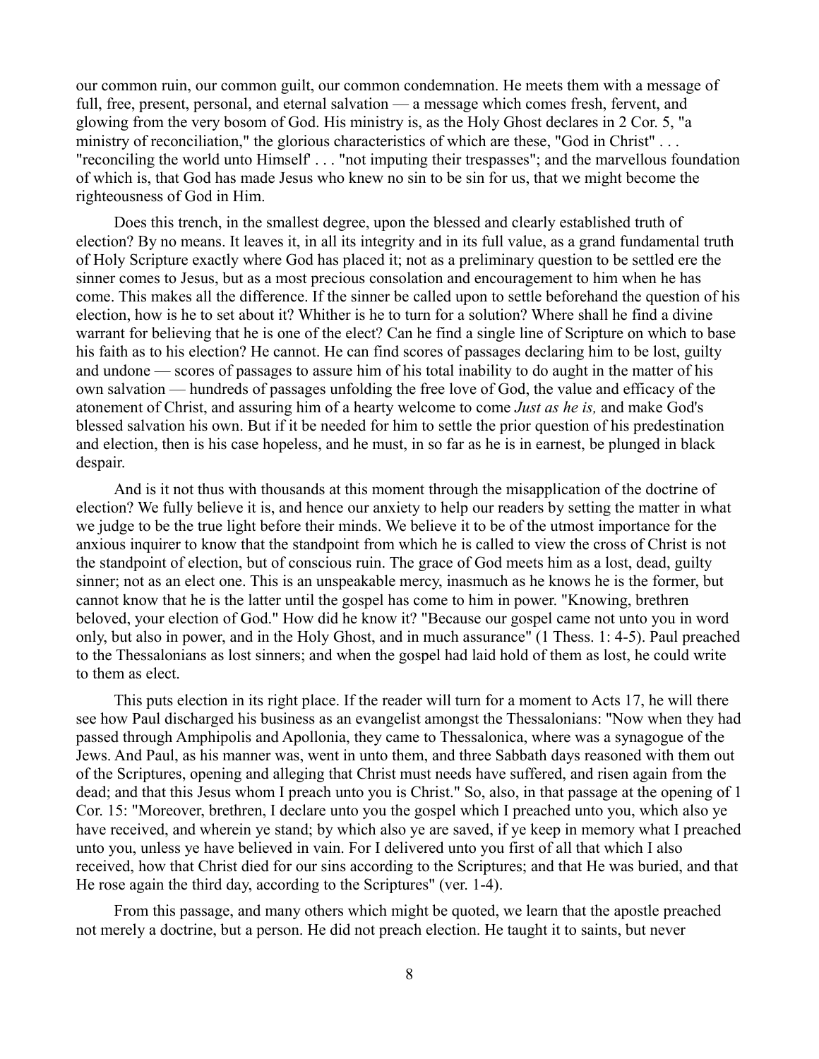our common ruin, our common guilt, our common condemnation. He meets them with a message of full, free, present, personal, and eternal salvation — a message which comes fresh, fervent, and glowing from the very bosom of God. His ministry is, as the Holy Ghost declares in 2 Cor. 5, "a ministry of reconciliation," the glorious characteristics of which are these, "God in Christ" . . . "reconciling the world unto Himself' . . . "not imputing their trespasses"; and the marvellous foundation of which is, that God has made Jesus who knew no sin to be sin for us, that we might become the righteousness of God in Him.

Does this trench, in the smallest degree, upon the blessed and clearly established truth of election? By no means. It leaves it, in all its integrity and in its full value, as a grand fundamental truth of Holy Scripture exactly where God has placed it; not as a preliminary question to be settled ere the sinner comes to Jesus, but as a most precious consolation and encouragement to him when he has come. This makes all the difference. If the sinner be called upon to settle beforehand the question of his election, how is he to set about it? Whither is he to turn for a solution? Where shall he find a divine warrant for believing that he is one of the elect? Can he find a single line of Scripture on which to base his faith as to his election? He cannot. He can find scores of passages declaring him to be lost, guilty and undone — scores of passages to assure him of his total inability to do aught in the matter of his own salvation — hundreds of passages unfolding the free love of God, the value and efficacy of the atonement of Christ, and assuring him of a hearty welcome to come *Just as he is,* and make God's blessed salvation his own. But if it be needed for him to settle the prior question of his predestination and election, then is his case hopeless, and he must, in so far as he is in earnest, be plunged in black despair.

And is it not thus with thousands at this moment through the misapplication of the doctrine of election? We fully believe it is, and hence our anxiety to help our readers by setting the matter in what we judge to be the true light before their minds. We believe it to be of the utmost importance for the anxious inquirer to know that the standpoint from which he is called to view the cross of Christ is not the standpoint of election, but of conscious ruin. The grace of God meets him as a lost, dead, guilty sinner; not as an elect one. This is an unspeakable mercy, inasmuch as he knows he is the former, but cannot know that he is the latter until the gospel has come to him in power. "Knowing, brethren beloved, your election of God." How did he know it? "Because our gospel came not unto you in word only, but also in power, and in the Holy Ghost, and in much assurance" (1 Thess. 1: 4-5). Paul preached to the Thessalonians as lost sinners; and when the gospel had laid hold of them as lost, he could write to them as elect.

This puts election in its right place. If the reader will turn for a moment to Acts 17, he will there see how Paul discharged his business as an evangelist amongst the Thessalonians: "Now when they had passed through Amphipolis and Apollonia, they came to Thessalonica, where was a synagogue of the Jews. And Paul, as his manner was, went in unto them, and three Sabbath days reasoned with them out of the Scriptures, opening and alleging that Christ must needs have suffered, and risen again from the dead; and that this Jesus whom I preach unto you is Christ." So, also, in that passage at the opening of 1 Cor. 15: "Moreover, brethren, I declare unto you the gospel which I preached unto you, which also ye have received, and wherein ye stand; by which also ye are saved, if ye keep in memory what I preached unto you, unless ye have believed in vain. For I delivered unto you first of all that which I also received, how that Christ died for our sins according to the Scriptures; and that He was buried, and that He rose again the third day, according to the Scriptures" (ver. 1-4).

From this passage, and many others which might be quoted, we learn that the apostle preached not merely a doctrine, but a person. He did not preach election. He taught it to saints, but never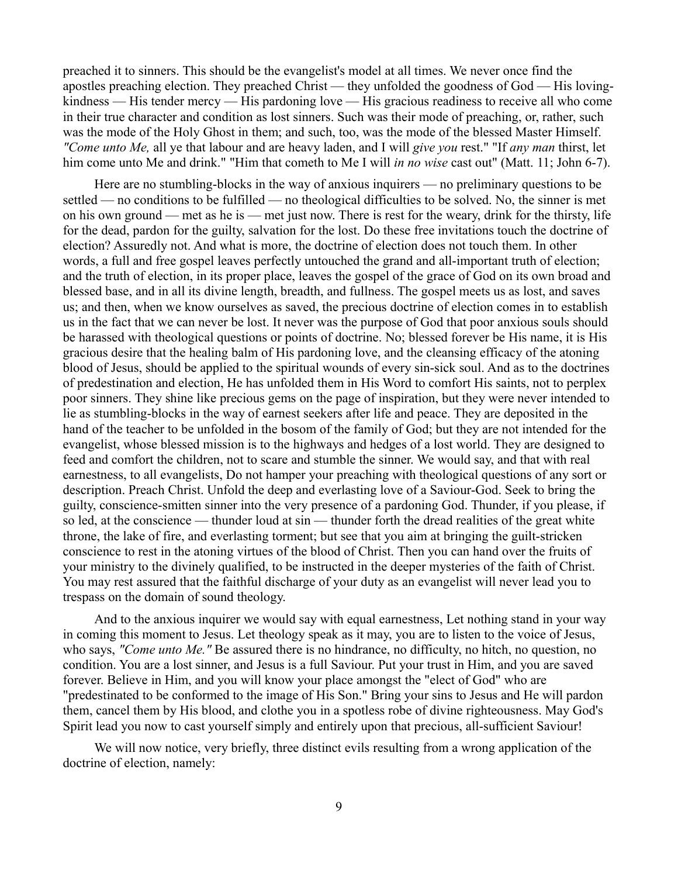preached it to sinners. This should be the evangelist's model at all times. We never once find the apostles preaching election. They preached Christ — they unfolded the goodness of God — His loving-kindness — His tender mercy — His pardoning love — His gracious readiness to receive all who come in their true character and condition as lost sinners. Such was their mode of preaching, or, rather, such was the mode of the Holy Ghost in them; and such, too, was the mode of the blessed Master Himself. *"Come unto Me,* all ye that labour and are heavy laden, and I will *give you* rest." "If *any man* thirst, let him come unto Me and drink." "Him that cometh to Me I will *in no wise* cast out" (Matt. 11; John 6-7).

Here are no stumbling-blocks in the way of anxious inquirers — no preliminary questions to be settled — no conditions to be fulfilled — no theological difficulties to be solved. No, the sinner is met on his own ground — met as he is — met just now. There is rest for the weary, drink for the thirsty, life for the dead, pardon for the guilty, salvation for the lost. Do these free invitations touch the doctrine of election? Assuredly not. And what is more, the doctrine of election does not touch them. In other words, a full and free gospel leaves perfectly untouched the grand and all-important truth of election; and the truth of election, in its proper place, leaves the gospel of the grace of God on its own broad and blessed base, and in all its divine length, breadth, and fullness. The gospel meets us as lost, and saves us; and then, when we know ourselves as saved, the precious doctrine of election comes in to establish us in the fact that we can never be lost. It never was the purpose of God that poor anxious souls should be harassed with theological questions or points of doctrine. No; blessed forever be His name, it is His gracious desire that the healing balm of His pardoning love, and the cleansing efficacy of the atoning blood of Jesus, should be applied to the spiritual wounds of every sin-sick soul. And as to the doctrines of predestination and election, He has unfolded them in His Word to comfort His saints, not to perplex poor sinners. They shine like precious gems on the page of inspiration, but they were never intended to lie as stumbling-blocks in the way of earnest seekers after life and peace. They are deposited in the hand of the teacher to be unfolded in the bosom of the family of God; but they are not intended for the evangelist, whose blessed mission is to the highways and hedges of a lost world. They are designed to feed and comfort the children, not to scare and stumble the sinner. We would say, and that with real earnestness, to all evangelists, Do not hamper your preaching with theological questions of any sort or description. Preach Christ. Unfold the deep and everlasting love of a Saviour-God. Seek to bring the guilty, conscience-smitten sinner into the very presence of a pardoning God. Thunder, if you please, if so led, at the conscience — thunder loud at sin — thunder forth the dread realities of the great white throne, the lake of fire, and everlasting torment; but see that you aim at bringing the guilt-stricken conscience to rest in the atoning virtues of the blood of Christ. Then you can hand over the fruits of your ministry to the divinely qualified, to be instructed in the deeper mysteries of the faith of Christ. You may rest assured that the faithful discharge of your duty as an evangelist will never lead you to trespass on the domain of sound theology.

And to the anxious inquirer we would say with equal earnestness, Let nothing stand in your way in coming this moment to Jesus. Let theology speak as it may, you are to listen to the voice of Jesus, who says, *"Come unto Me."* Be assured there is no hindrance, no difficulty, no hitch, no question, no condition. You are a lost sinner, and Jesus is a full Saviour. Put your trust in Him, and you are saved forever. Believe in Him, and you will know your place amongst the "elect of God" who are "predestinated to be conformed to the image of His Son." Bring your sins to Jesus and He will pardon them, cancel them by His blood, and clothe you in a spotless robe of divine righteousness. May God's Spirit lead you now to cast yourself simply and entirely upon that precious, all-sufficient Saviour!

We will now notice, very briefly, three distinct evils resulting from a wrong application of the doctrine of election, namely: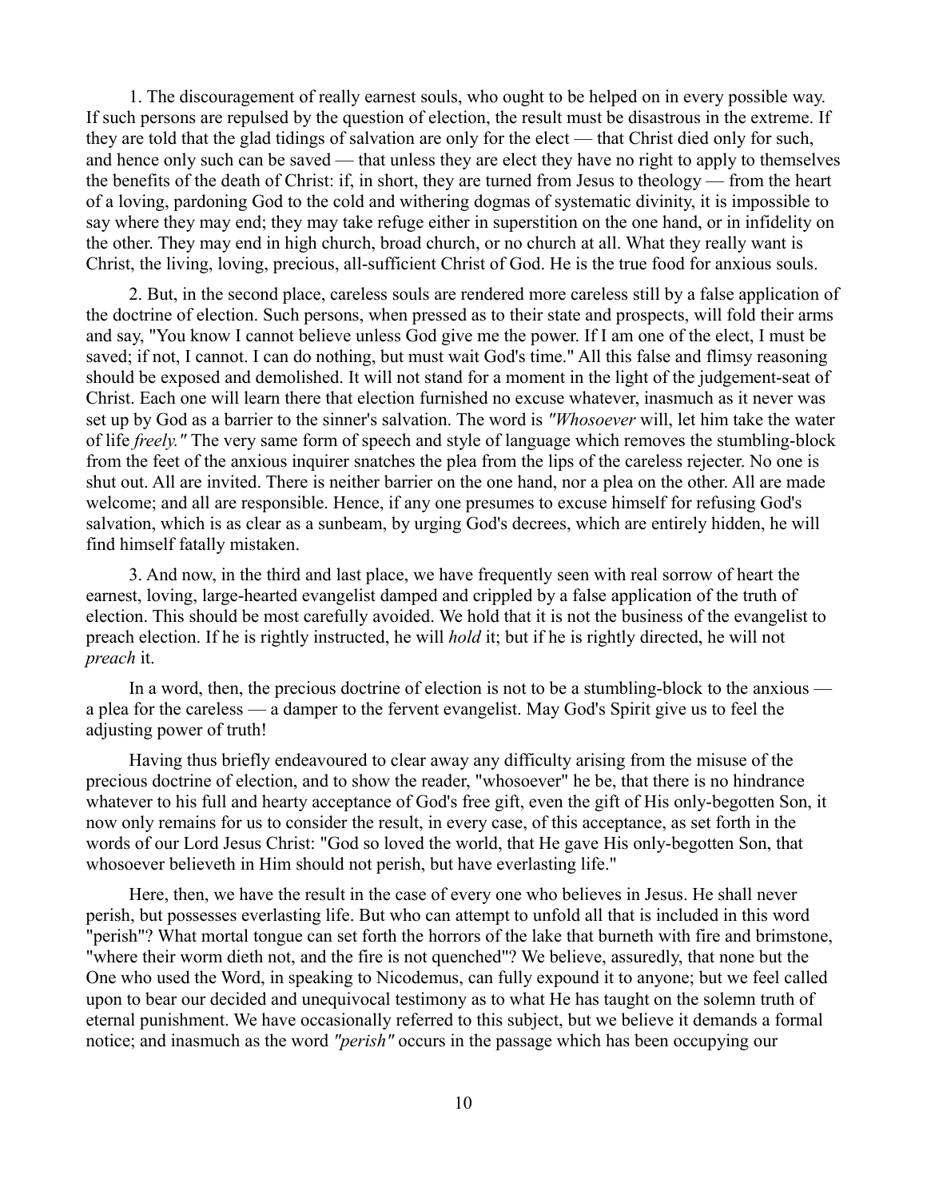1. The discouragement of really earnest souls, who ought to be helped on in every possible way. If such persons are repulsed by the question of election, the result must be disastrous in the extreme. If they are told that the glad tidings of salvation are only for the elect — that Christ died only for such, and hence only such can be saved — that unless they are elect they have no right to apply to themselves the benefits of the death of Christ: if, in short, they are turned from Jesus to theology — from the heart of a loving, pardoning God to the cold and withering dogmas of systematic divinity, it is impossible to say where they may end; they may take refuge either in superstition on the one hand, or in infidelity on the other. They may end in high church, broad church, or no church at all. What they really want is Christ, the living, loving, precious, all-sufficient Christ of God. He is the true food for anxious souls.

2. But, in the second place, careless souls are rendered more careless still by a false application of the doctrine of election. Such persons, when pressed as to their state and prospects, will fold their arms and say, "You know I cannot believe unless God give me the power. If I am one of the elect, I must be saved; if not, I cannot. I can do nothing, but must wait God's time." All this false and flimsy reasoning should be exposed and demolished. It will not stand for a moment in the light of the judgement-seat of Christ. Each one will learn there that election furnished no excuse whatever, inasmuch as it never was set up by God as a barrier to the sinner's salvation. The word is *"Whosoever* will, let him take the water of life *freely."* The very same form of speech and style of language which removes the stumbling-block from the feet of the anxious inquirer snatches the plea from the lips of the careless rejecter. No one is shut out. All are invited. There is neither barrier on the one hand, nor a plea on the other. All are made welcome; and all are responsible. Hence, if any one presumes to excuse himself for refusing God's salvation, which is as clear as a sunbeam, by urging God's decrees, which are entirely hidden, he will find himself fatally mistaken.

3. And now, in the third and last place, we have frequently seen with real sorrow of heart the earnest, loving, large-hearted evangelist damped and crippled by a false application of the truth of election. This should be most carefully avoided. We hold that it is not the business of the evangelist to preach election. If he is rightly instructed, he will *hold* it; but if he is rightly directed, he will not *preach* it.

In a word, then, the precious doctrine of election is not to be a stumbling-block to the anxious — a plea for the careless — a damper to the fervent evangelist. May God's Spirit give us to feel the adjusting power of truth!

Having thus briefly endeavoured to clear away any difficulty arising from the misuse of the precious doctrine of election, and to show the reader, "whosoever" he be, that there is no hindrance whatever to his full and hearty acceptance of God's free gift, even the gift of His only-begotten Son, it now only remains for us to consider the result, in every case, of this acceptance, as set forth in the words of our Lord Jesus Christ: "God so loved the world, that He gave His only-begotten Son, that whosoever believeth in Him should not perish, but have everlasting life."

Here, then, we have the result in the case of every one who believes in Jesus. He shall never perish, but possesses everlasting life. But who can attempt to unfold all that is included in this word "perish"? What mortal tongue can set forth the horrors of the lake that burneth with fire and brimstone, "where their worm dieth not, and the fire is not quenched"? We believe, assuredly, that none but the One who used the Word, in speaking to Nicodemus, can fully expound it to anyone; but we feel called upon to bear our decided and unequivocal testimony as to what He has taught on the solemn truth of eternal punishment. We have occasionally referred to this subject, but we believe it demands a formal notice; and inasmuch as the word *"perish"* occurs in the passage which has been occupying our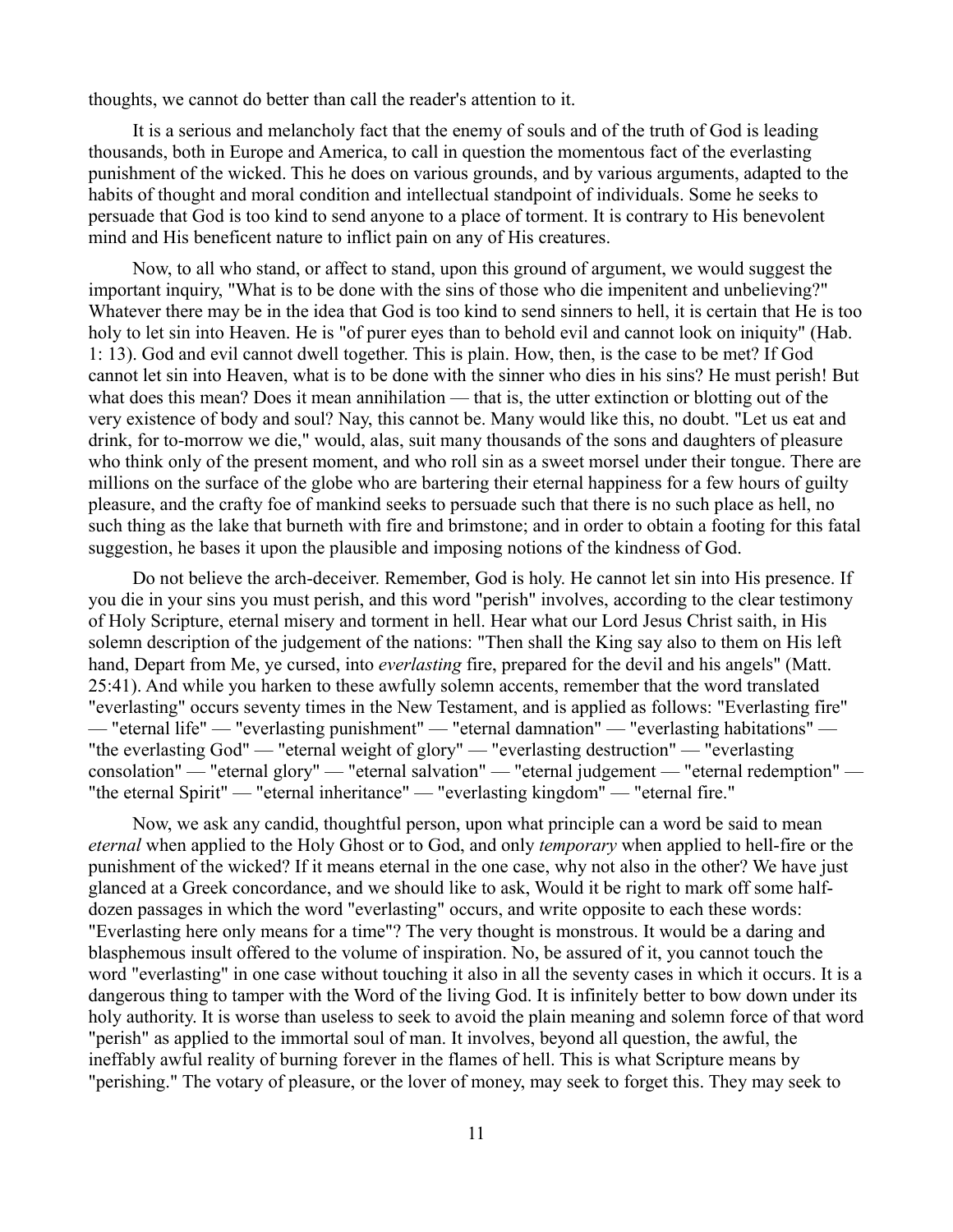thoughts, we cannot do better than call the reader's attention to it.

It is a serious and melancholy fact that the enemy of souls and of the truth of God is leading thousands, both in Europe and America, to call in question the momentous fact of the everlasting punishment of the wicked. This he does on various grounds, and by various arguments, adapted to the habits of thought and moral condition and intellectual standpoint of individuals. Some he seeks to persuade that God is too kind to send anyone to a place of torment. It is contrary to His benevolent mind and His beneficent nature to inflict pain on any of His creatures.

Now, to all who stand, or affect to stand, upon this ground of argument, we would suggest the important inquiry, "What is to be done with the sins of those who die impenitent and unbelieving?" Whatever there may be in the idea that God is too kind to send sinners to hell, it is certain that He is too holy to let sin into Heaven. He is "of purer eyes than to behold evil and cannot look on iniquity" (Hab. 1: 13). God and evil cannot dwell together. This is plain. How, then, is the case to be met? If God cannot let sin into Heaven, what is to be done with the sinner who dies in his sins? He must perish! But what does this mean? Does it mean annihilation — that is, the utter extinction or blotting out of the very existence of body and soul? Nay, this cannot be. Many would like this, no doubt. "Let us eat and drink, for to-morrow we die," would, alas, suit many thousands of the sons and daughters of pleasure who think only of the present moment, and who roll sin as a sweet morsel under their tongue. There are millions on the surface of the globe who are bartering their eternal happiness for a few hours of guilty pleasure, and the crafty foe of mankind seeks to persuade such that there is no such place as hell, no such thing as the lake that burneth with fire and brimstone; and in order to obtain a footing for this fatal suggestion, he bases it upon the plausible and imposing notions of the kindness of God.

Do not believe the arch-deceiver. Remember, God is holy. He cannot let sin into His presence. If you die in your sins you must perish, and this word "perish" involves, according to the clear testimony of Holy Scripture, eternal misery and torment in hell. Hear what our Lord Jesus Christ saith, in His solemn description of the judgement of the nations: "Then shall the King say also to them on His left hand, Depart from Me, ye cursed, into *everlasting* fire, prepared for the devil and his angels" (Matt. 25:41). And while you harken to these awfully solemn accents, remember that the word translated "everlasting" occurs seventy times in the New Testament, and is applied as follows: "Everlasting fire" — "eternal life" — "everlasting punishment" — "eternal damnation" — "everlasting habitations" — "the everlasting God" — "eternal weight of glory" — "everlasting destruction" — "everlasting consolation" — "eternal glory" — "eternal salvation" — "eternal judgement — "eternal redemption" — "the eternal Spirit" — "eternal inheritance" — "everlasting kingdom" — "eternal fire."

Now, we ask any candid, thoughtful person, upon what principle can a word be said to mean *eternal* when applied to the Holy Ghost or to God, and only *temporary* when applied to hell-fire or the punishment of the wicked? If it means eternal in the one case, why not also in the other? We have just glanced at a Greek concordance, and we should like to ask, Would it be right to mark off some half-dozen passages in which the word "everlasting" occurs, and write opposite to each these words: "Everlasting here only means for a time"? The very thought is monstrous. It would be a daring and blasphemous insult offered to the volume of inspiration. No, be assured of it, you cannot touch the word "everlasting" in one case without touching it also in all the seventy cases in which it occurs. It is a dangerous thing to tamper with the Word of the living God. It is infinitely better to bow down under its holy authority. It is worse than useless to seek to avoid the plain meaning and solemn force of that word "perish" as applied to the immortal soul of man. It involves, beyond all question, the awful, the ineffably awful reality of burning forever in the flames of hell. This is what Scripture means by "perishing." The votary of pleasure, or the lover of money, may seek to forget this. They may seek to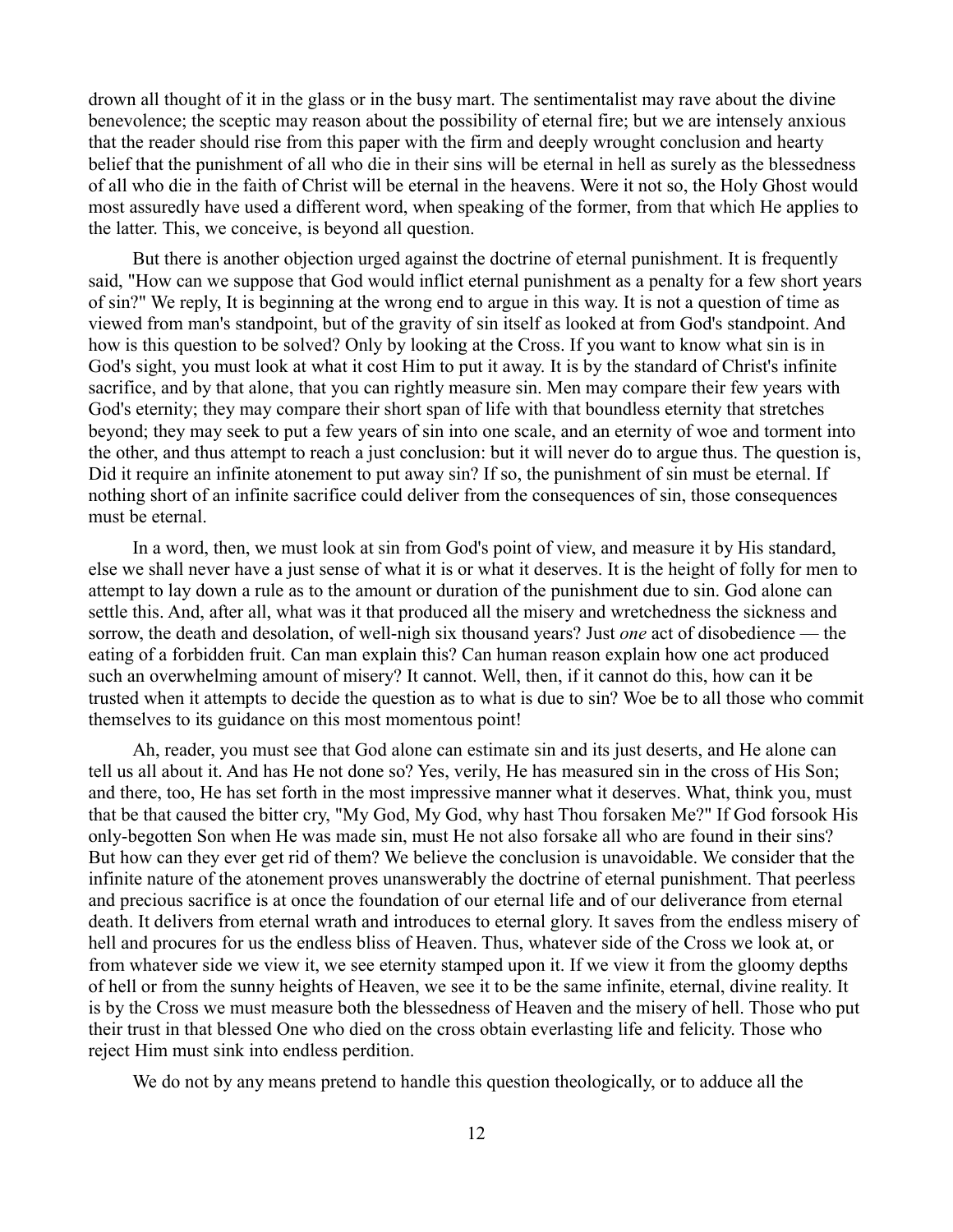drown all thought of it in the glass or in the busy mart. The sentimentalist may rave about the divine benevolence; the sceptic may reason about the possibility of eternal fire; but we are intensely anxious that the reader should rise from this paper with the firm and deeply wrought conclusion and hearty belief that the punishment of all who die in their sins will be eternal in hell as surely as the blessedness of all who die in the faith of Christ will be eternal in the heavens. Were it not so, the Holy Ghost would most assuredly have used a different word, when speaking of the former, from that which He applies to the latter. This, we conceive, is beyond all question.

But there is another objection urged against the doctrine of eternal punishment. It is frequently said, "How can we suppose that God would inflict eternal punishment as a penalty for a few short years of sin?" We reply, It is beginning at the wrong end to argue in this way. It is not a question of time as viewed from man's standpoint, but of the gravity of sin itself as looked at from God's standpoint. And how is this question to be solved? Only by looking at the Cross. If you want to know what sin is in God's sight, you must look at what it cost Him to put it away. It is by the standard of Christ's infinite sacrifice, and by that alone, that you can rightly measure sin. Men may compare their few years with God's eternity; they may compare their short span of life with that boundless eternity that stretches beyond; they may seek to put a few years of sin into one scale, and an eternity of woe and torment into the other, and thus attempt to reach a just conclusion: but it will never do to argue thus. The question is, Did it require an infinite atonement to put away sin? If so, the punishment of sin must be eternal. If nothing short of an infinite sacrifice could deliver from the consequences of sin, those consequences must be eternal.

In a word, then, we must look at sin from God's point of view, and measure it by His standard, else we shall never have a just sense of what it is or what it deserves. It is the height of folly for men to attempt to lay down a rule as to the amount or duration of the punishment due to sin. God alone can settle this. And, after all, what was it that produced all the misery and wretchedness the sickness and sorrow, the death and desolation, of well-nigh six thousand years? Just *one* act of disobedience — the eating of a forbidden fruit. Can man explain this? Can human reason explain how one act produced such an overwhelming amount of misery? It cannot. Well, then, if it cannot do this, how can it be trusted when it attempts to decide the question as to what is due to sin? Woe be to all those who commit themselves to its guidance on this most momentous point!

Ah, reader, you must see that God alone can estimate sin and its just deserts, and He alone can tell us all about it. And has He not done so? Yes, verily, He has measured sin in the cross of His Son; and there, too, He has set forth in the most impressive manner what it deserves. What, think you, must that be that caused the bitter cry, "My God, My God, why hast Thou forsaken Me?" If God forsook His only-begotten Son when He was made sin, must He not also forsake all who are found in their sins? But how can they ever get rid of them? We believe the conclusion is unavoidable. We consider that the infinite nature of the atonement proves unanswerably the doctrine of eternal punishment. That peerless and precious sacrifice is at once the foundation of our eternal life and of our deliverance from eternal death. It delivers from eternal wrath and introduces to eternal glory. It saves from the endless misery of hell and procures for us the endless bliss of Heaven. Thus, whatever side of the Cross we look at, or from whatever side we view it, we see eternity stamped upon it. If we view it from the gloomy depths of hell or from the sunny heights of Heaven, we see it to be the same infinite, eternal, divine reality. It is by the Cross we must measure both the blessedness of Heaven and the misery of hell. Those who put their trust in that blessed One who died on the cross obtain everlasting life and felicity. Those who reject Him must sink into endless perdition.

We do not by any means pretend to handle this question theologically, or to adduce all the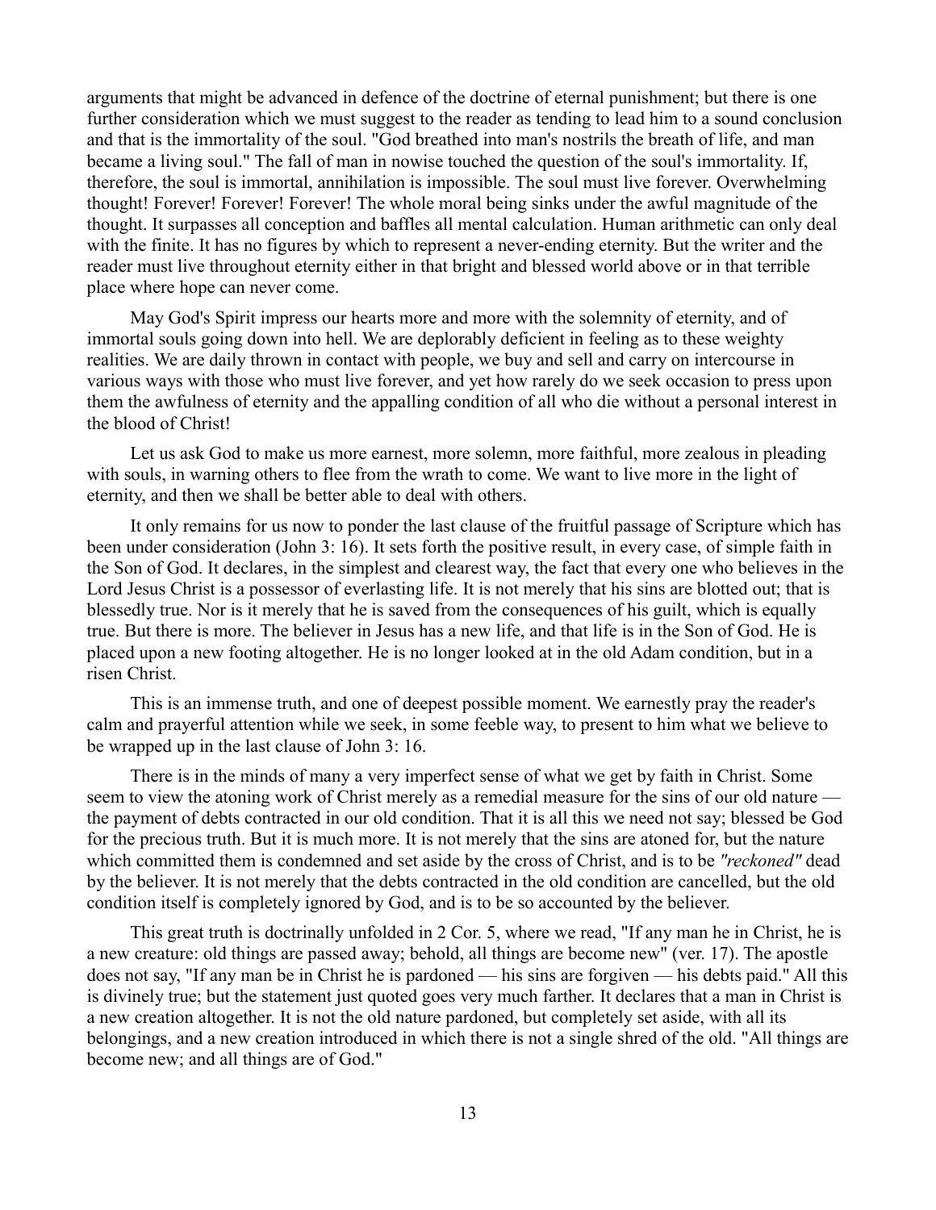arguments that might be advanced in defence of the doctrine of eternal punishment; but there is one further consideration which we must suggest to the reader as tending to lead him to a sound conclusion and that is the immortality of the soul. "God breathed into man's nostrils the breath of life, and man became a living soul." The fall of man in nowise touched the question of the soul's immortality. If, therefore, the soul is immortal, annihilation is impossible. The soul must live forever. Overwhelming thought! Forever! Forever! Forever! The whole moral being sinks under the awful magnitude of the thought. It surpasses all conception and baffles all mental calculation. Human arithmetic can only deal with the finite. It has no figures by which to represent a never-ending eternity. But the writer and the reader must live throughout eternity either in that bright and blessed world above or in that terrible place where hope can never come.

May God's Spirit impress our hearts more and more with the solemnity of eternity, and of immortal souls going down into hell. We are deplorably deficient in feeling as to these weighty realities. We are daily thrown in contact with people, we buy and sell and carry on intercourse in various ways with those who must live forever, and yet how rarely do we seek occasion to press upon them the awfulness of eternity and the appalling condition of all who die without a personal interest in the blood of Christ!

Let us ask God to make us more earnest, more solemn, more faithful, more zealous in pleading with souls, in warning others to flee from the wrath to come. We want to live more in the light of eternity, and then we shall be better able to deal with others.

It only remains for us now to ponder the last clause of the fruitful passage of Scripture which has been under consideration (John 3: 16). It sets forth the positive result, in every case, of simple faith in the Son of God. It declares, in the simplest and clearest way, the fact that every one who believes in the Lord Jesus Christ is a possessor of everlasting life. It is not merely that his sins are blotted out; that is blessedly true. Nor is it merely that he is saved from the consequences of his guilt, which is equally true. But there is more. The believer in Jesus has a new life, and that life is in the Son of God. He is placed upon a new footing altogether. He is no longer looked at in the old Adam condition, but in a risen Christ.

This is an immense truth, and one of deepest possible moment. We earnestly pray the reader's calm and prayerful attention while we seek, in some feeble way, to present to him what we believe to be wrapped up in the last clause of John 3: 16.

There is in the minds of many a very imperfect sense of what we get by faith in Christ. Some seem to view the atoning work of Christ merely as a remedial measure for the sins of our old nature — the payment of debts contracted in our old condition. That it is all this we need not say; blessed be God for the precious truth. But it is much more. It is not merely that the sins are atoned for, but the nature which committed them is condemned and set aside by the cross of Christ, and is to be *"reckoned"* dead by the believer. It is not merely that the debts contracted in the old condition are cancelled, but the old condition itself is completely ignored by God, and is to be so accounted by the believer.

This great truth is doctrinally unfolded in 2 Cor. 5, where we read, "If any man he in Christ, he is a new creature: old things are passed away; behold, all things are become new" (ver. 17). The apostle does not say, "If any man be in Christ he is pardoned — his sins are forgiven — his debts paid." All this is divinely true; but the statement just quoted goes very much farther. It declares that a man in Christ is a new creation altogether. It is not the old nature pardoned, but completely set aside, with all its belongings, and a new creation introduced in which there is not a single shred of the old. "All things are become new; and all things are of God."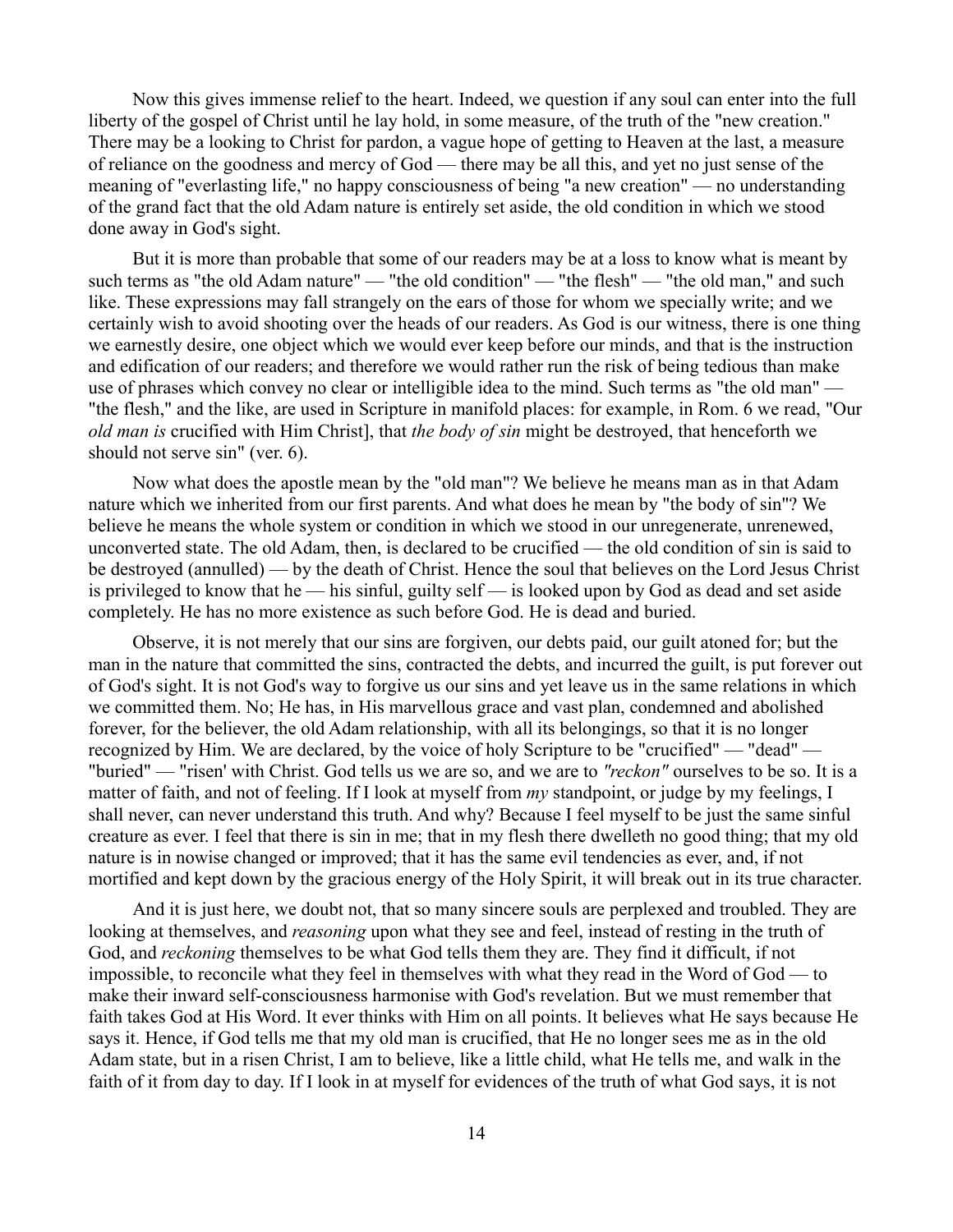Now this gives immense relief to the heart. Indeed, we question if any soul can enter into the full liberty of the gospel of Christ until he lay hold, in some measure, of the truth of the "new creation." There may be a looking to Christ for pardon, a vague hope of getting to Heaven at the last, a measure of reliance on the goodness and mercy of God — there may be all this, and yet no just sense of the meaning of "everlasting life," no happy consciousness of being "a new creation" — no understanding of the grand fact that the old Adam nature is entirely set aside, the old condition in which we stood done away in God's sight.

But it is more than probable that some of our readers may be at a loss to know what is meant by such terms as "the old Adam nature" — "the old condition" — "the flesh" — "the old man," and such like. These expressions may fall strangely on the ears of those for whom we specially write; and we certainly wish to avoid shooting over the heads of our readers. As God is our witness, there is one thing we earnestly desire, one object which we would ever keep before our minds, and that is the instruction and edification of our readers; and therefore we would rather run the risk of being tedious than make use of phrases which convey no clear or intelligible idea to the mind. Such terms as "the old man" — "the flesh," and the like, are used in Scripture in manifold places: for example, in Rom. 6 we read, "Our *old man is* crucified with Him Christ], that *the body of sin* might be destroyed, that henceforth we should not serve sin" (ver. 6).

Now what does the apostle mean by the "old man"? We believe he means man as in that Adam nature which we inherited from our first parents. And what does he mean by "the body of sin"? We believe he means the whole system or condition in which we stood in our unregenerate, unrenewed, unconverted state. The old Adam, then, is declared to be crucified — the old condition of sin is said to be destroyed (annulled) — by the death of Christ. Hence the soul that believes on the Lord Jesus Christ is privileged to know that he — his sinful, guilty self — is looked upon by God as dead and set aside completely. He has no more existence as such before God. He is dead and buried.

Observe, it is not merely that our sins are forgiven, our debts paid, our guilt atoned for; but the man in the nature that committed the sins, contracted the debts, and incurred the guilt, is put forever out of God's sight. It is not God's way to forgive us our sins and yet leave us in the same relations in which we committed them. No; He has, in His marvellous grace and vast plan, condemned and abolished forever, for the believer, the old Adam relationship, with all its belongings, so that it is no longer recognized by Him. We are declared, by the voice of holy Scripture to be "crucified" — "dead" — "buried" — "risen' with Christ. God tells us we are so, and we are to *"reckon"* ourselves to be so. It is a matter of faith, and not of feeling. If I look at myself from *my* standpoint, or judge by my feelings, I shall never, can never understand this truth. And why? Because I feel myself to be just the same sinful creature as ever. I feel that there is sin in me; that in my flesh there dwelleth no good thing; that my old nature is in nowise changed or improved; that it has the same evil tendencies as ever, and, if not mortified and kept down by the gracious energy of the Holy Spirit, it will break out in its true character.

And it is just here, we doubt not, that so many sincere souls are perplexed and troubled. They are looking at themselves, and *reasoning* upon what they see and feel, instead of resting in the truth of God, and *reckoning* themselves to be what God tells them they are. They find it difficult, if not impossible, to reconcile what they feel in themselves with what they read in the Word of God — to make their inward self-consciousness harmonise with God's revelation. But we must remember that faith takes God at His Word. It ever thinks with Him on all points. It believes what He says because He says it. Hence, if God tells me that my old man is crucified, that He no longer sees me as in the old Adam state, but in a risen Christ, I am to believe, like a little child, what He tells me, and walk in the faith of it from day to day. If I look in at myself for evidences of the truth of what God says, it is not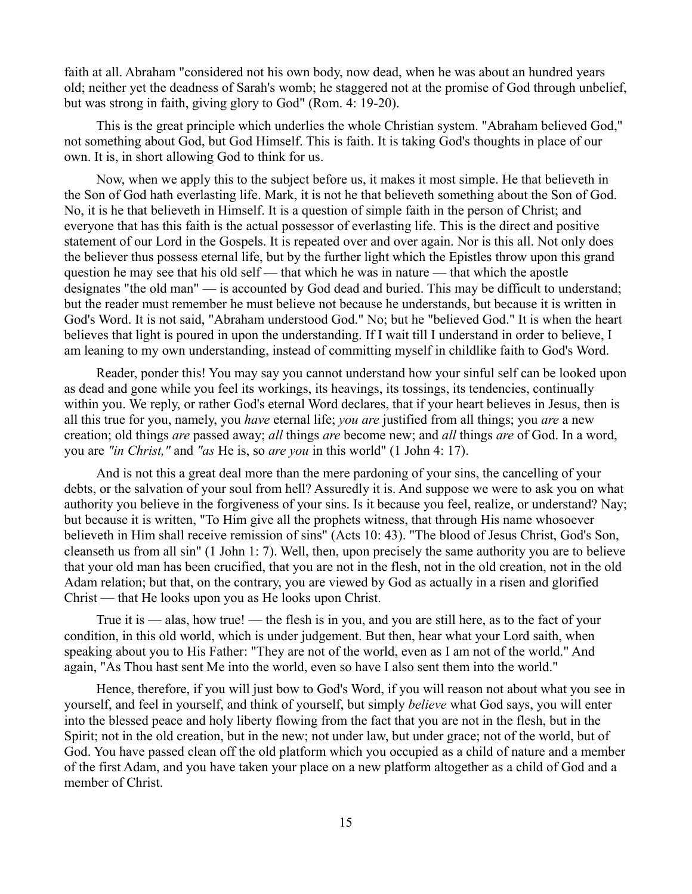faith at all. Abraham "considered not his own body, now dead, when he was about an hundred years old; neither yet the deadness of Sarah's womb; he staggered not at the promise of God through unbelief, but was strong in faith, giving glory to God" (Rom. 4: 19-20).

This is the great principle which underlies the whole Christian system. "Abraham believed God," not something about God, but God Himself. This is faith. It is taking God's thoughts in place of our own. It is, in short allowing God to think for us.

Now, when we apply this to the subject before us, it makes it most simple. He that believeth in the Son of God hath everlasting life. Mark, it is not he that believeth something about the Son of God. No, it is he that believeth in Himself. It is a question of simple faith in the person of Christ; and everyone that has this faith is the actual possessor of everlasting life. This is the direct and positive statement of our Lord in the Gospels. It is repeated over and over again. Nor is this all. Not only does the believer thus possess eternal life, but by the further light which the Epistles throw upon this grand question he may see that his old self — that which he was in nature — that which the apostle designates "the old man" — is accounted by God dead and buried. This may be difficult to understand; but the reader must remember he must believe not because he understands, but because it is written in God's Word. It is not said, "Abraham understood God." No; but he "believed God." It is when the heart believes that light is poured in upon the understanding. If I wait till I understand in order to believe, I am leaning to my own understanding, instead of committing myself in childlike faith to God's Word.

Reader, ponder this! You may say you cannot understand how your sinful self can be looked upon as dead and gone while you feel its workings, its heavings, its tossings, its tendencies, continually within you. We reply, or rather God's eternal Word declares, that if your heart believes in Jesus, then is all this true for you, namely, you *have* eternal life; *you are* justified from all things; you *are* a new creation; old things *are* passed away; *all* things *are* become new; and *all* things *are* of God. In a word, you are *"in Christ,"* and *"as* He is, so *are you* in this world" (1 John 4: 17).

And is not this a great deal more than the mere pardoning of your sins, the cancelling of your debts, or the salvation of your soul from hell? Assuredly it is. And suppose we were to ask you on what authority you believe in the forgiveness of your sins. Is it because you feel, realize, or understand? Nay; but because it is written, "To Him give all the prophets witness, that through His name whosoever believeth in Him shall receive remission of sins" (Acts 10: 43). "The blood of Jesus Christ, God's Son, cleanseth us from all sin" (1 John 1: 7). Well, then, upon precisely the same authority you are to believe that your old man has been crucified, that you are not in the flesh, not in the old creation, not in the old Adam relation; but that, on the contrary, you are viewed by God as actually in a risen and glorified Christ — that He looks upon you as He looks upon Christ.

True it is — alas, how true! — the flesh is in you, and you are still here, as to the fact of your condition, in this old world, which is under judgement. But then, hear what your Lord saith, when speaking about you to His Father: "They are not of the world, even as I am not of the world." And again, "As Thou hast sent Me into the world, even so have I also sent them into the world."

Hence, therefore, if you will just bow to God's Word, if you will reason not about what you see in yourself, and feel in yourself, and think of yourself, but simply *believe* what God says, you will enter into the blessed peace and holy liberty flowing from the fact that you are not in the flesh, but in the Spirit; not in the old creation, but in the new; not under law, but under grace; not of the world, but of God. You have passed clean off the old platform which you occupied as a child of nature and a member of the first Adam, and you have taken your place on a new platform altogether as a child of God and a member of Christ.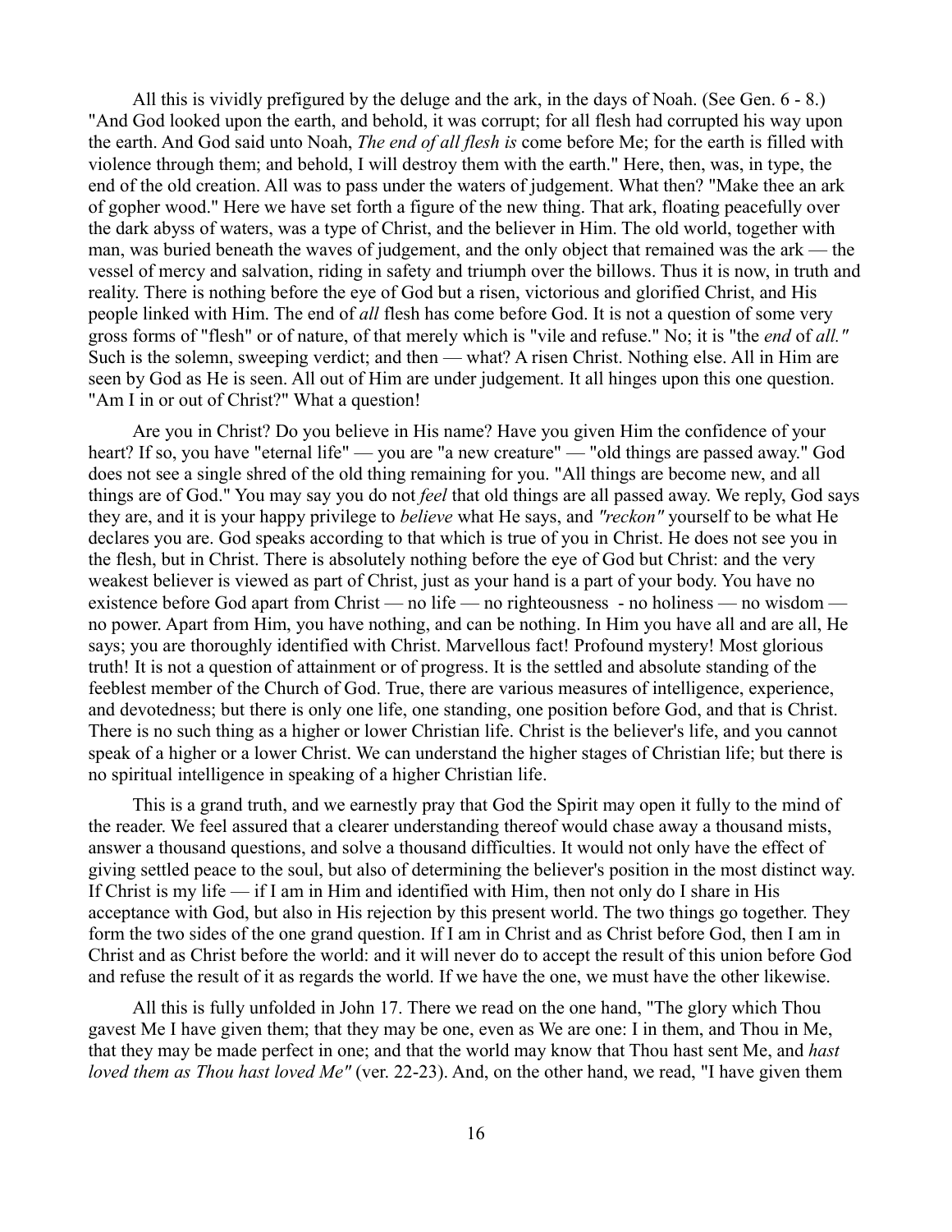All this is vividly prefigured by the deluge and the ark, in the days of Noah. (See Gen. 6 - 8.) "And God looked upon the earth, and behold, it was corrupt; for all flesh had corrupted his way upon the earth. And God said unto Noah, *The end of all flesh is* come before Me; for the earth is filled with violence through them; and behold, I will destroy them with the earth." Here, then, was, in type, the end of the old creation. All was to pass under the waters of judgement. What then? "Make thee an ark of gopher wood." Here we have set forth a figure of the new thing. That ark, floating peacefully over the dark abyss of waters, was a type of Christ, and the believer in Him. The old world, together with man, was buried beneath the waves of judgement, and the only object that remained was the ark — the vessel of mercy and salvation, riding in safety and triumph over the billows. Thus it is now, in truth and reality. There is nothing before the eye of God but a risen, victorious and glorified Christ, and His people linked with Him. The end of *all* flesh has come before God. It is not a question of some very gross forms of "flesh" or of nature, of that merely which is "vile and refuse." No; it is "the *end* of *all."* Such is the solemn, sweeping verdict; and then — what? A risen Christ. Nothing else. All in Him are seen by God as He is seen. All out of Him are under judgement. It all hinges upon this one question. "Am I in or out of Christ?" What a question!

Are you in Christ? Do you believe in His name? Have you given Him the confidence of your heart? If so, you have "eternal life" — you are "a new creature" — "old things are passed away." God does not see a single shred of the old thing remaining for you. "All things are become new, and all things are of God." You may say you do not *feel* that old things are all passed away. We reply, God says they are, and it is your happy privilege to *believe* what He says, and *"reckon"* yourself to be what He declares you are. God speaks according to that which is true of you in Christ. He does not see you in the flesh, but in Christ. There is absolutely nothing before the eye of God but Christ: and the very weakest believer is viewed as part of Christ, just as your hand is a part of your body. You have no existence before God apart from Christ — no life — no righteousness - no holiness — no wisdom — no power. Apart from Him, you have nothing, and can be nothing. In Him you have all and are all, He says; you are thoroughly identified with Christ. Marvellous fact! Profound mystery! Most glorious truth! It is not a question of attainment or of progress. It is the settled and absolute standing of the feeblest member of the Church of God. True, there are various measures of intelligence, experience, and devotedness; but there is only one life, one standing, one position before God, and that is Christ. There is no such thing as a higher or lower Christian life. Christ is the believer's life, and you cannot speak of a higher or a lower Christ. We can understand the higher stages of Christian life; but there is no spiritual intelligence in speaking of a higher Christian life.

This is a grand truth, and we earnestly pray that God the Spirit may open it fully to the mind of the reader. We feel assured that a clearer understanding thereof would chase away a thousand mists, answer a thousand questions, and solve a thousand difficulties. It would not only have the effect of giving settled peace to the soul, but also of determining the believer's position in the most distinct way. If Christ is my life — if I am in Him and identified with Him, then not only do I share in His acceptance with God, but also in His rejection by this present world. The two things go together. They form the two sides of the one grand question. If I am in Christ and as Christ before God, then I am in Christ and as Christ before the world: and it will never do to accept the result of this union before God and refuse the result of it as regards the world. If we have the one, we must have the other likewise.

All this is fully unfolded in John 17. There we read on the one hand, "The glory which Thou gavest Me I have given them; that they may be one, even as We are one: I in them, and Thou in Me, that they may be made perfect in one; and that the world may know that Thou hast sent Me, and *hast loved them as Thou hast loved Me"* (ver. 22-23). And, on the other hand, we read, "I have given them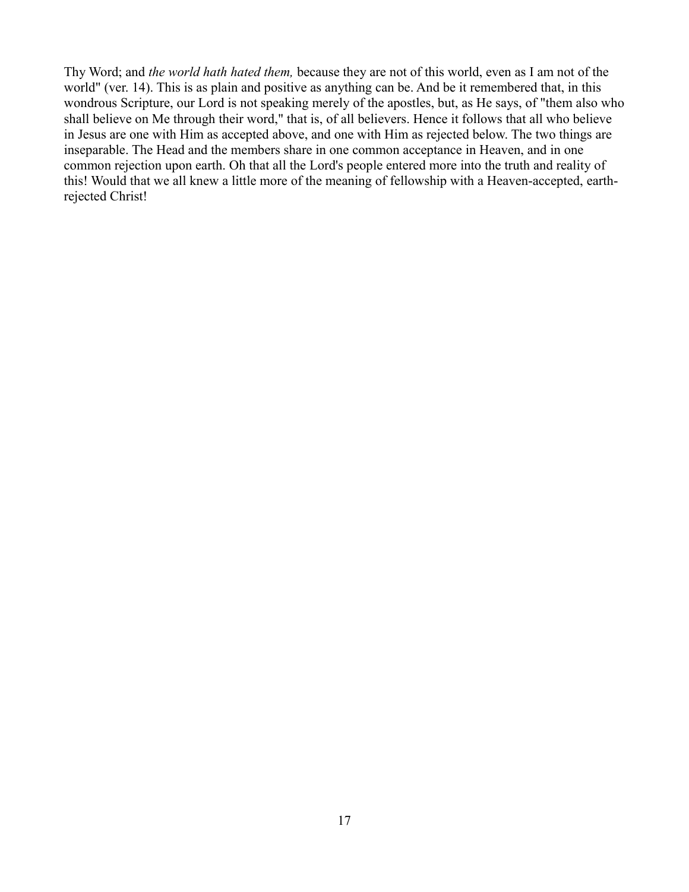Thy Word; and *the world hath hated them,* because they are not of this world, even as I am not of the world" (ver. 14). This is as plain and positive as anything can be. And be it remembered that, in this wondrous Scripture, our Lord is not speaking merely of the apostles, but, as He says, of "them also who shall believe on Me through their word," that is, of all believers. Hence it follows that all who believe in Jesus are one with Him as accepted above, and one with Him as rejected below. The two things are inseparable. The Head and the members share in one common acceptance in Heaven, and in one common rejection upon earth. Oh that all the Lord's people entered more into the truth and reality of this! Would that we all knew a little more of the meaning of fellowship with a Heaven-accepted, earth-rejected Christ!